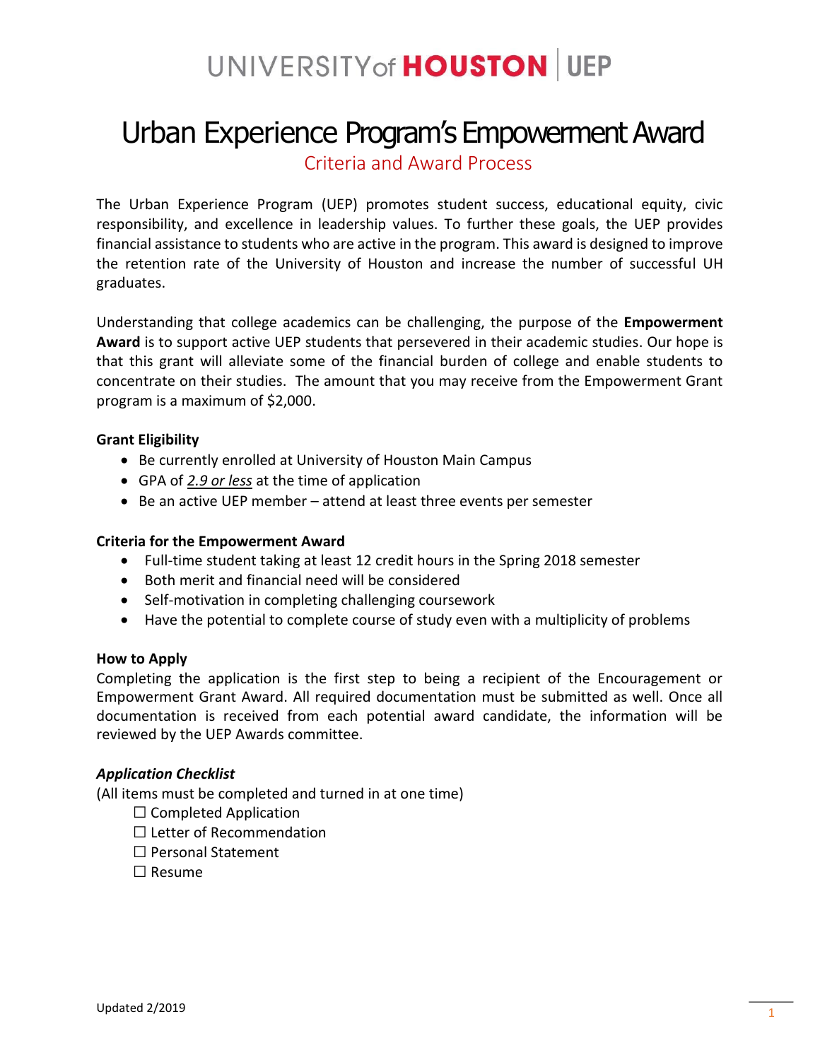UNIVERSITY of HOUSTON | UEP

# Urban Experience Program's Empowerment Award

## Criteria and Award Process

The Urban Experience Program (UEP) promotes student success, educational equity, civic responsibility, and excellence in leadership values. To further these goals, the UEP provides financial assistance to students who are active in the program. This award is designed to improve the retention rate of the University of Houston and increase the number of successful UH graduates.

Understanding that college academics can be challenging, the purpose of the **Empowerment Award** is to support active UEP students that persevered in their academic studies. Our hope is that this grant will alleviate some of the financial burden of college and enable students to concentrate on their studies. The amount that you may receive from the Empowerment Grant program is a maximum of $2,000.

### Grant Eligibility

- Be currently enrolled at University of Houston Main Campus
- GPA of *2.9 or less* at the time of application
- Be an active UEP member – attend at least three events per semester

### Criteria for the Empowerment Award

- Full-time student taking at least 12 credit hours in the Spring 2018 semester
- Both merit and financial need will be considered
- Self-motivation in completing challenging coursework
- Have the potential to complete course of study even with a multiplicity of problems

### How to Apply

Completing the application is the first step to being a recipient of the Encouragement or Empowerment Grant Award. All required documentation must be submitted as well. Once all documentation is received from each potential award candidate, the information will be reviewed by the UEP Awards committee.

#### *Application Checklist*

(All items must be completed and turned in at one time)

- ☐ Completed Application
- ☐ Letter of Recommendation
- ☐ Personal Statement
- ☐ Resume

Updated 2/2019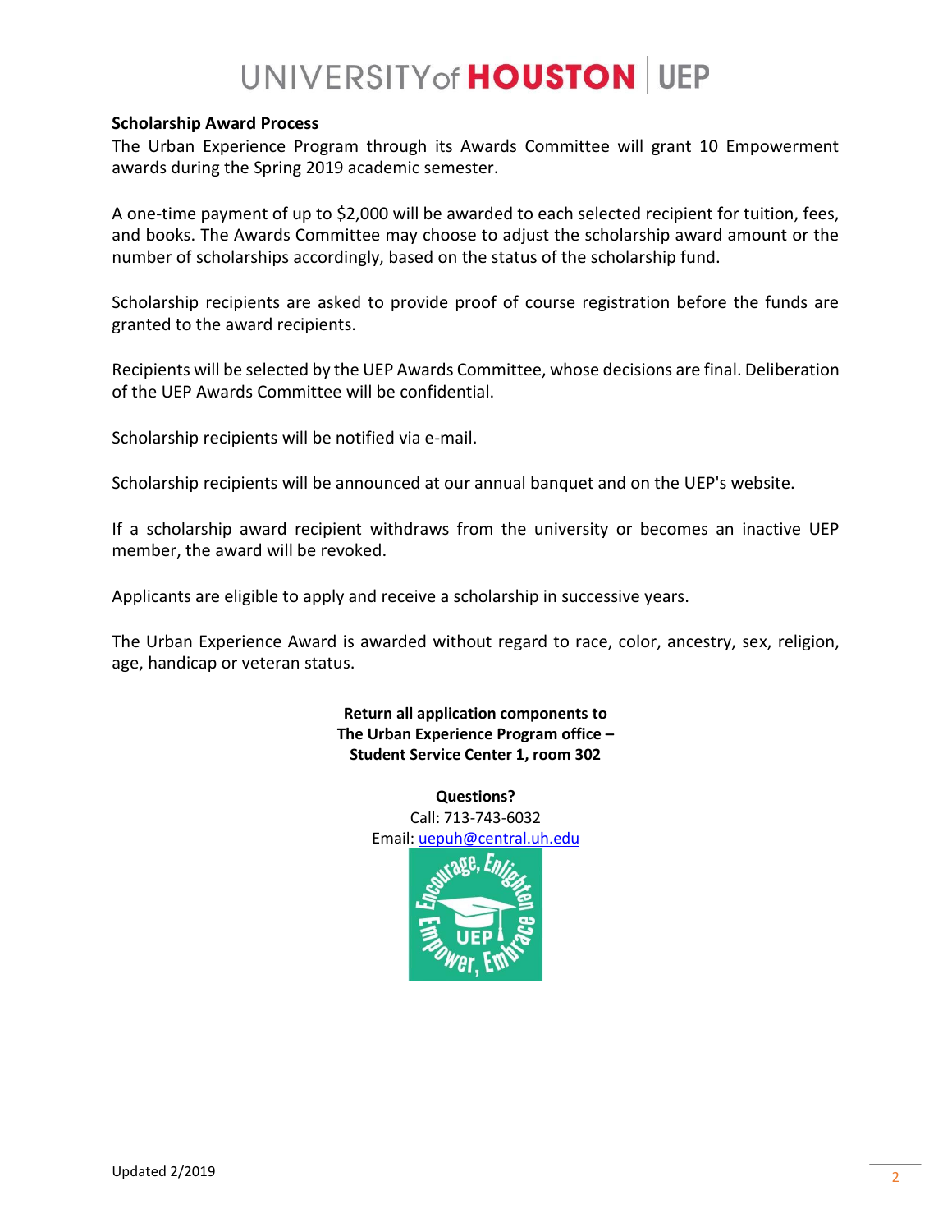### Scholarship Award Process

The Urban Experience Program through its Awards Committee will grant 10 Empowerment awards during the Spring 2019 academic semester.

A one-time payment of up to $2,000 will be awarded to each selected recipient for tuition, fees, and books. The Awards Committee may choose to adjust the scholarship award amount or the number of scholarships accordingly, based on the status of the scholarship fund.

Scholarship recipients are asked to provide proof of course registration before the funds are granted to the award recipients.

Recipients will be selected by the UEP Awards Committee, whose decisions are final. Deliberation of the UEP Awards Committee will be confidential.

Scholarship recipients will be notified via e-mail.

Scholarship recipients will be announced at our annual banquet and on the UEP's website.

If a scholarship award recipient withdraws from the university or becomes an inactive UEP member, the award will be revoked.

Applicants are eligible to apply and receive a scholarship in successive years.

The Urban Experience Award is awarded without regard to race, color, ancestry, sex, religion, age, handicap or veteran status.

**Return all application components to**
**The Urban Experience Program office –**
**Student Service Center 1, room 302**

**Questions?**
Call: 713-743-6032
Email: uepuh@central.uh.edu

Updated 2/2019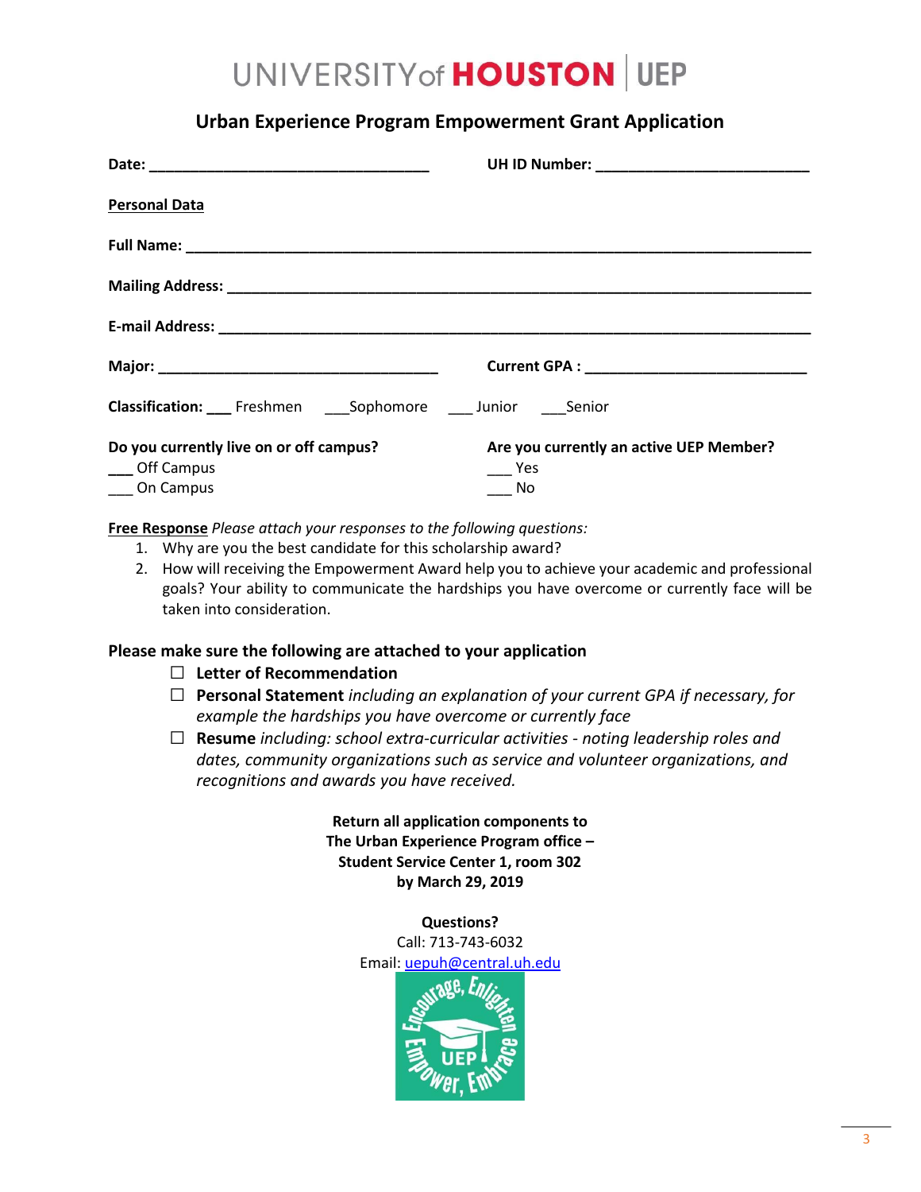# UNIVERSITY of HOUSTON | UEP

## Urban Experience Program Empowerment Grant Application

**Date:** ________________________________ **UH ID Number:** ________________________

**Personal Data**

**Full Name:** ______________________________________________________________________

**Mailing Address:** _________________________________________________________________

**E-mail Address:** __________________________________________________________________

**Major:** ________________________________ **Current GPA :** ________________________

**Classification:** ___ Freshmen ___Sophomore ___ Junior ___Senior

**Do you currently live on or off campus?**
___ Off Campus
___ On Campus

**Are you currently an active UEP Member?**
___ Yes
___ No

**Free Response** *Please attach your responses to the following questions:*

1. Why are you the best candidate for this scholarship award?
2. How will receiving the Empowerment Award help you to achieve your academic and professional goals? Your ability to communicate the hardships you have overcome or currently face will be taken into consideration.

### Please make sure the following are attached to your application

- ☐ **Letter of Recommendation**
- ☐ **Personal Statement** *including an explanation of your current GPA if necessary, for example the hardships you have overcome or currently face*
- ☐ **Resume** *including: school extra-curricular activities - noting leadership roles and dates, community organizations such as service and volunteer organizations, and recognitions and awards you have received.*

**Return all application components to**
**The Urban Experience Program office –**
**Student Service Center 1, room 302**
**by March 29, 2019**

**Questions?**
Call: 713-743-6032
Email: uepuh@central.uh.edu

Encourage, Enlighten, Empower, Embrace
UEP